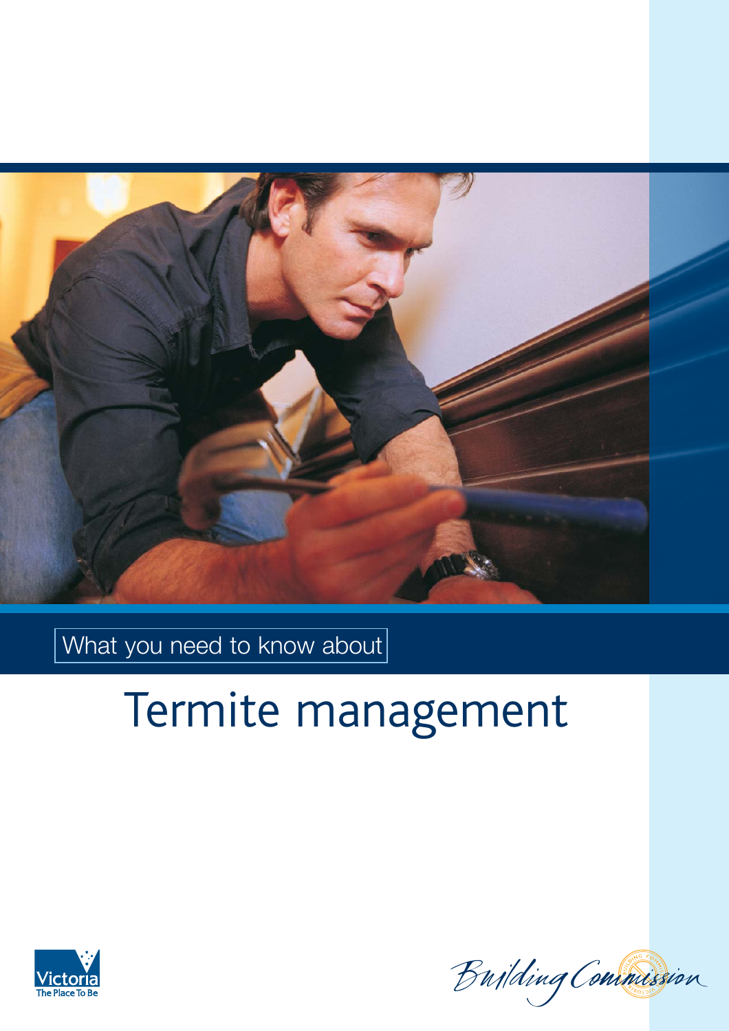What you need to know about

# Termite management

Victoria
The Place To Be

Building Commission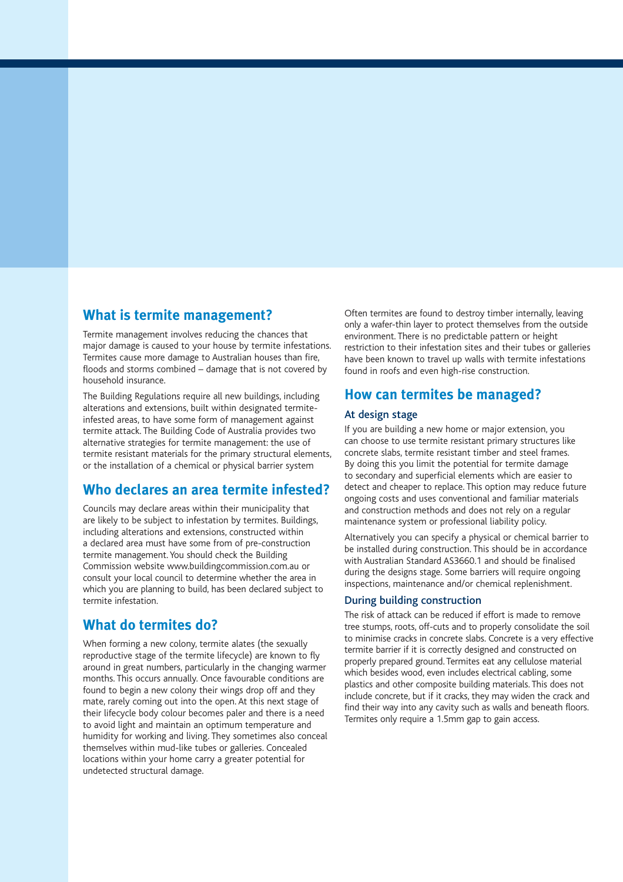## What is termite management?

Termite management involves reducing the chances that major damage is caused to your house by termite infestations. Termites cause more damage to Australian houses than fire, floods and storms combined – damage that is not covered by household insurance.

The Building Regulations require all new buildings, including alterations and extensions, built within designated termite-infested areas, to have some form of management against termite attack. The Building Code of Australia provides two alternative strategies for termite management: the use of termite resistant materials for the primary structural elements, or the installation of a chemical or physical barrier system

## Who declares an area termite infested?

Councils may declare areas within their municipality that are likely to be subject to infestation by termites. Buildings, including alterations and extensions, constructed within a declared area must have some from of pre-construction termite management. You should check the Building Commission website www.buildingcommission.com.au or consult your local council to determine whether the area in which you are planning to build, has been declared subject to termite infestation.

## What do termites do?

When forming a new colony, termite alates (the sexually reproductive stage of the termite lifecycle) are known to fly around in great numbers, particularly in the changing warmer months. This occurs annually. Once favourable conditions are found to begin a new colony their wings drop off and they mate, rarely coming out into the open. At this next stage of their lifecycle body colour becomes paler and there is a need to avoid light and maintain an optimum temperature and humidity for working and living. They sometimes also conceal themselves within mud-like tubes or galleries. Concealed locations within your home carry a greater potential for undetected structural damage.

Often termites are found to destroy timber internally, leaving only a wafer-thin layer to protect themselves from the outside environment. There is no predictable pattern or height restriction to their infestation sites and their tubes or galleries have been known to travel up walls with termite infestations found in roofs and even high-rise construction.

## How can termites be managed?

### At design stage

If you are building a new home or major extension, you can choose to use termite resistant primary structures like concrete slabs, termite resistant timber and steel frames. By doing this you limit the potential for termite damage to secondary and superficial elements which are easier to detect and cheaper to replace. This option may reduce future ongoing costs and uses conventional and familiar materials and construction methods and does not rely on a regular maintenance system or professional liability policy.

Alternatively you can specify a physical or chemical barrier to be installed during construction. This should be in accordance with Australian Standard AS3660.1 and should be finalised during the designs stage. Some barriers will require ongoing inspections, maintenance and/or chemical replenishment.

### During building construction

The risk of attack can be reduced if effort is made to remove tree stumps, roots, off-cuts and to properly consolidate the soil to minimise cracks in concrete slabs. Concrete is a very effective termite barrier if it is correctly designed and constructed on properly prepared ground. Termites eat any cellulose material which besides wood, even includes electrical cabling, some plastics and other composite building materials. This does not include concrete, but if it cracks, they may widen the crack and find their way into any cavity such as walls and beneath floors. Termites only require a 1.5mm gap to gain access.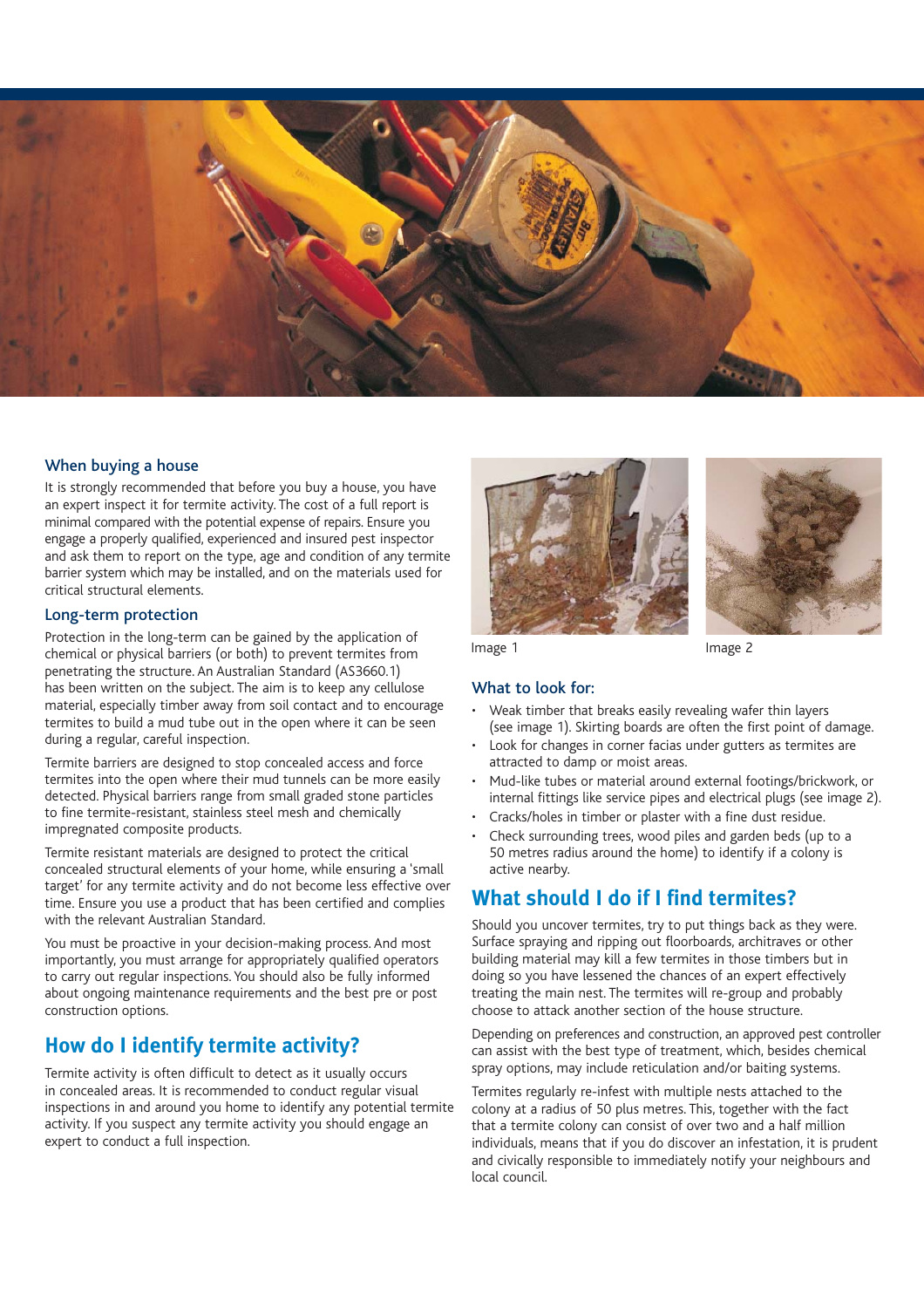## When buying a house

It is strongly recommended that before you buy a house, you have an expert inspect it for termite activity. The cost of a full report is minimal compared with the potential expense of repairs. Ensure you engage a properly qualified, experienced and insured pest inspector and ask them to report on the type, age and condition of any termite barrier system which may be installed, and on the materials used for critical structural elements.

## Long-term protection

Protection in the long-term can be gained by the application of chemical or physical barriers (or both) to prevent termites from penetrating the structure. An Australian Standard (AS3660.1) has been written on the subject. The aim is to keep any cellulose material, especially timber away from soil contact and to encourage termites to build a mud tube out in the open where it can be seen during a regular, careful inspection.

Termite barriers are designed to stop concealed access and force termites into the open where their mud tunnels can be more easily detected. Physical barriers range from small graded stone particles to fine termite-resistant, stainless steel mesh and chemically impregnated composite products.

Termite resistant materials are designed to protect the critical concealed structural elements of your home, while ensuring a 'small target' for any termite activity and do not become less effective over time. Ensure you use a product that has been certified and complies with the relevant Australian Standard.

You must be proactive in your decision-making process. And most importantly, you must arrange for appropriately qualified operators to carry out regular inspections. You should also be fully informed about ongoing maintenance requirements and the best pre or post construction options.

# How do I identify termite activity?

Termite activity is often difficult to detect as it usually occurs in concealed areas. It is recommended to conduct regular visual inspections in and around you home to identify any potential termite activity. If you suspect any termite activity you should engage an expert to conduct a full inspection.

Image 1

Image 2

## What to look for:

- Weak timber that breaks easily revealing wafer thin layers (see image 1). Skirting boards are often the first point of damage.
- Look for changes in corner facias under gutters as termites are attracted to damp or moist areas.
- Mud-like tubes or material around external footings/brickwork, or internal fittings like service pipes and electrical plugs (see image 2).
- Cracks/holes in timber or plaster with a fine dust residue.
- Check surrounding trees, wood piles and garden beds (up to a 50 metres radius around the home) to identify if a colony is active nearby.

# What should I do if I find termites?

Should you uncover termites, try to put things back as they were. Surface spraying and ripping out floorboards, architraves or other building material may kill a few termites in those timbers but in doing so you have lessened the chances of an expert effectively treating the main nest. The termites will re-group and probably choose to attack another section of the house structure.

Depending on preferences and construction, an approved pest controller can assist with the best type of treatment, which, besides chemical spray options, may include reticulation and/or baiting systems.

Termites regularly re-infest with multiple nests attached to the colony at a radius of 50 plus metres. This, together with the fact that a termite colony can consist of over two and a half million individuals, means that if you do discover an infestation, it is prudent and civically responsible to immediately notify your neighbours and local council.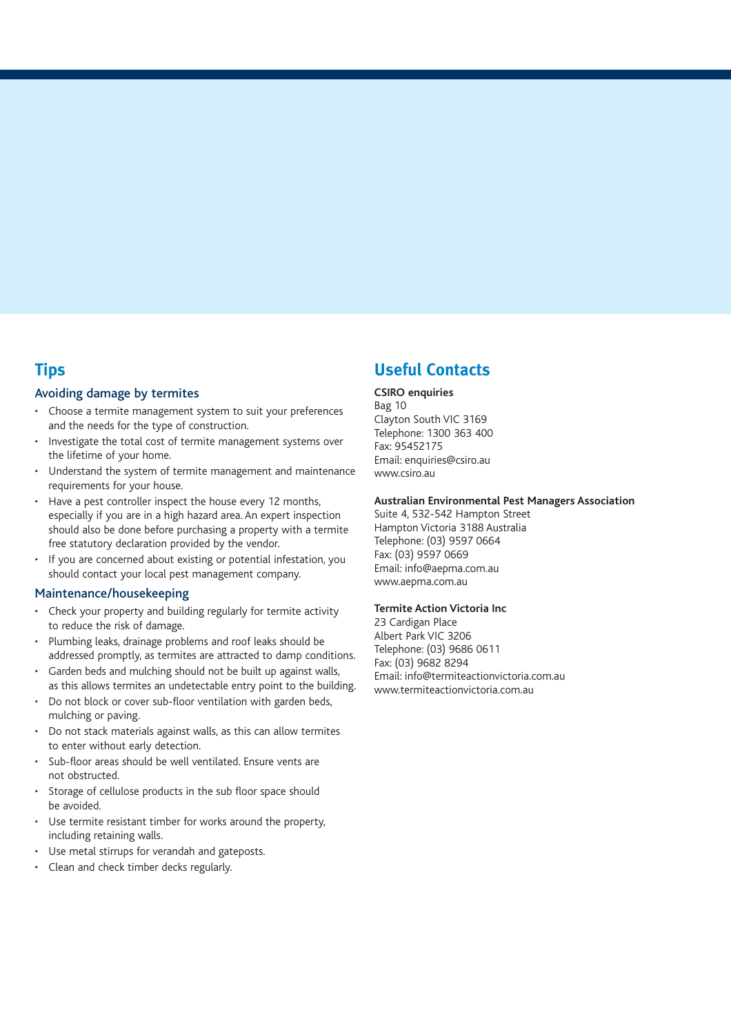## Tips

### Avoiding damage by termites

- Choose a termite management system to suit your preferences and the needs for the type of construction.
- Investigate the total cost of termite management systems over the lifetime of your home.
- Understand the system of termite management and maintenance requirements for your house.
- Have a pest controller inspect the house every 12 months, especially if you are in a high hazard area. An expert inspection should also be done before purchasing a property with a termite free statutory declaration provided by the vendor.
- If you are concerned about existing or potential infestation, you should contact your local pest management company.

### Maintenance/housekeeping

- Check your property and building regularly for termite activity to reduce the risk of damage.
- Plumbing leaks, drainage problems and roof leaks should be addressed promptly, as termites are attracted to damp conditions.
- Garden beds and mulching should not be built up against walls, as this allows termites an undetectable entry point to the building.
- Do not block or cover sub-floor ventilation with garden beds, mulching or paving.
- Do not stack materials against walls, as this can allow termites to enter without early detection.
- Sub-floor areas should be well ventilated. Ensure vents are not obstructed.
- Storage of cellulose products in the sub floor space should be avoided.
- Use termite resistant timber for works around the property, including retaining walls.
- Use metal stirrups for verandah and gateposts.
- Clean and check timber decks regularly.

## Useful Contacts

**CSIRO enquiries**
Bag 10
Clayton South VIC 3169
Telephone: 1300 363 400
Fax: 95452175
Email: enquiries@csiro.au
www.csiro.au

**Australian Environmental Pest Managers Association**
Suite 4, 532-542 Hampton Street
Hampton Victoria 3188 Australia
Telephone: (03) 9597 0664
Fax: (03) 9597 0669
Email: info@aepma.com.au
www.aepma.com.au

**Termite Action Victoria Inc**
23 Cardigan Place
Albert Park VIC 3206
Telephone: (03) 9686 0611
Fax: (03) 9682 8294
Email: info@termiteactionvictoria.com.au
www.termiteactionvictoria.com.au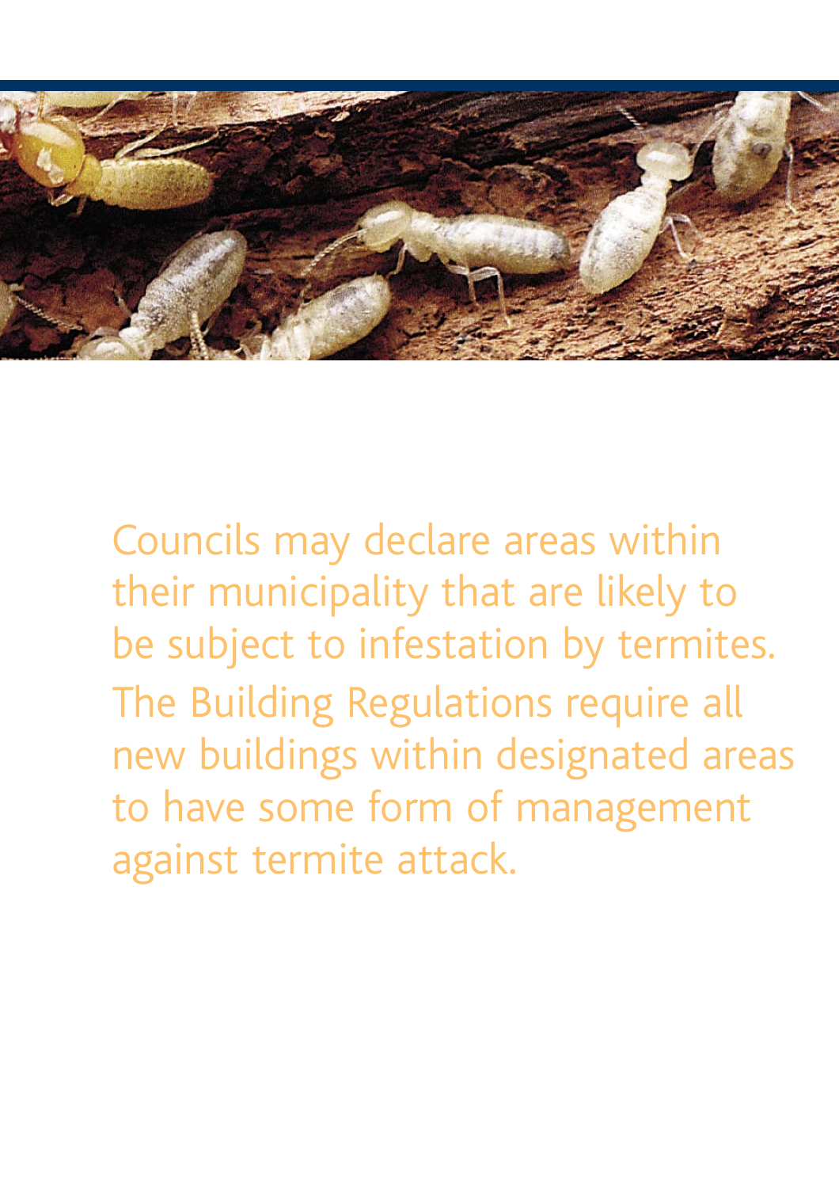Councils may declare areas within their municipality that are likely to be subject to infestation by termites. The Building Regulations require all new buildings within designated areas to have some form of management against termite attack.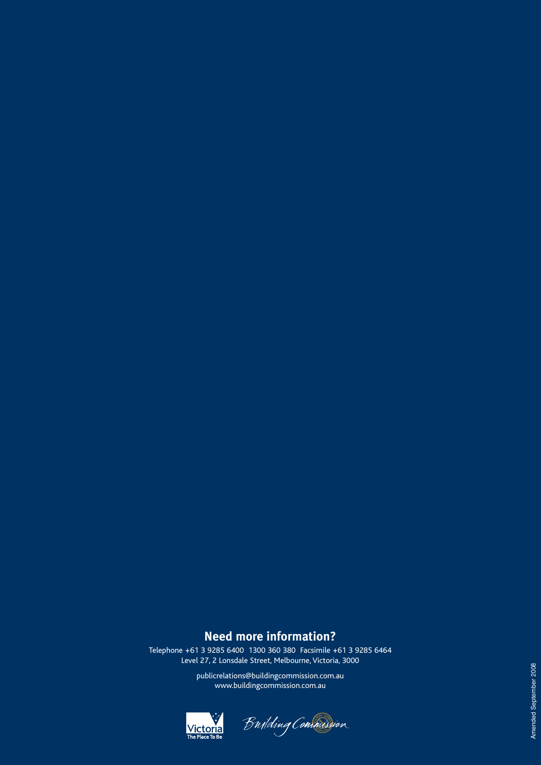## Need more information?

Telephone +61 3 9285 6400  1300 360 380  Facsimile +61 3 9285 6464
Level 27, 2 Lonsdale Street, Melbourne, Victoria, 3000

publicrelations@buildingcommission.com.au
www.buildingcommission.com.au

Amended September 2008